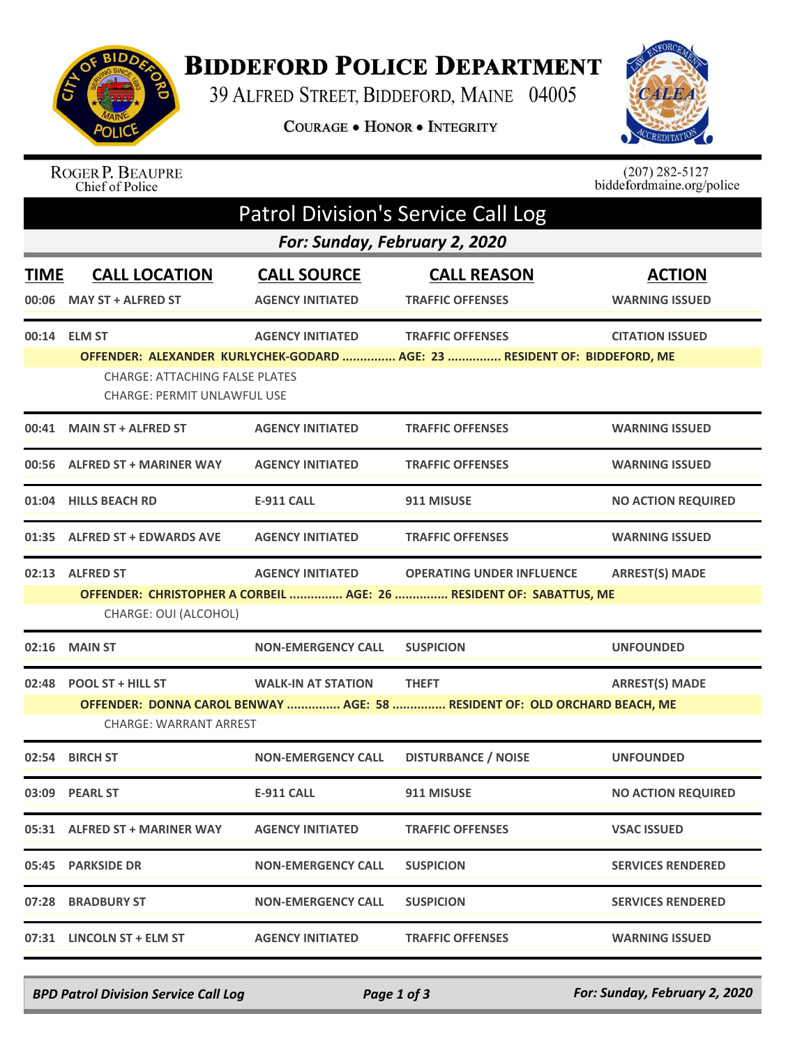# Biddeford Police Department

39 Alfred Street, Biddeford, Maine 04005

Courage • Honor • Integrity

Roger P. Beaupre
Chief of Police

(207) 282-5127
biddefordmaine.org/police

## Patrol Division's Service Call Log

### For: Sunday, February 2, 2020

| TIME | CALL LOCATION | CALL SOURCE | CALL REASON | ACTION |
|---|---|---|---|---|
| 00:06 | MAY ST + ALFRED ST | AGENCY INITIATED | TRAFFIC OFFENSES | WARNING ISSUED |
| 00:14 | ELM ST | AGENCY INITIATED | TRAFFIC OFFENSES | CITATION ISSUED |
| | OFFENDER: ALEXANDER KURLYCHEK-GODARD ............... AGE: 23 ............... RESIDENT OF: BIDDEFORD, ME | | | |
| | CHARGE: ATTACHING FALSE PLATES | | | |
| | CHARGE: PERMIT UNLAWFUL USE | | | |
| 00:41 | MAIN ST + ALFRED ST | AGENCY INITIATED | TRAFFIC OFFENSES | WARNING ISSUED |
| 00:56 | ALFRED ST + MARINER WAY | AGENCY INITIATED | TRAFFIC OFFENSES | WARNING ISSUED |
| 01:04 | HILLS BEACH RD | E-911 CALL | 911 MISUSE | NO ACTION REQUIRED |
| 01:35 | ALFRED ST + EDWARDS AVE | AGENCY INITIATED | TRAFFIC OFFENSES | WARNING ISSUED |
| 02:13 | ALFRED ST | AGENCY INITIATED | OPERATING UNDER INFLUENCE | ARREST(S) MADE |
| | OFFENDER: CHRISTOPHER A CORBEIL ............... AGE: 26 ............... RESIDENT OF: SABATTUS, ME | | | |
| | CHARGE: OUI (ALCOHOL) | | | |
| 02:16 | MAIN ST | NON-EMERGENCY CALL | SUSPICION | UNFOUNDED |
| 02:48 | POOL ST + HILL ST | WALK-IN AT STATION | THEFT | ARREST(S) MADE |
| | OFFENDER: DONNA CAROL BENWAY ............... AGE: 58 ............... RESIDENT OF: OLD ORCHARD BEACH, ME | | | |
| | CHARGE: WARRANT ARREST | | | |
| 02:54 | BIRCH ST | NON-EMERGENCY CALL | DISTURBANCE / NOISE | UNFOUNDED |
| 03:09 | PEARL ST | E-911 CALL | 911 MISUSE | NO ACTION REQUIRED |
| 05:31 | ALFRED ST + MARINER WAY | AGENCY INITIATED | TRAFFIC OFFENSES | VSAC ISSUED |
| 05:45 | PARKSIDE DR | NON-EMERGENCY CALL | SUSPICION | SERVICES RENDERED |
| 07:28 | BRADBURY ST | NON-EMERGENCY CALL | SUSPICION | SERVICES RENDERED |
| 07:31 | LINCOLN ST + ELM ST | AGENCY INITIATED | TRAFFIC OFFENSES | WARNING ISSUED |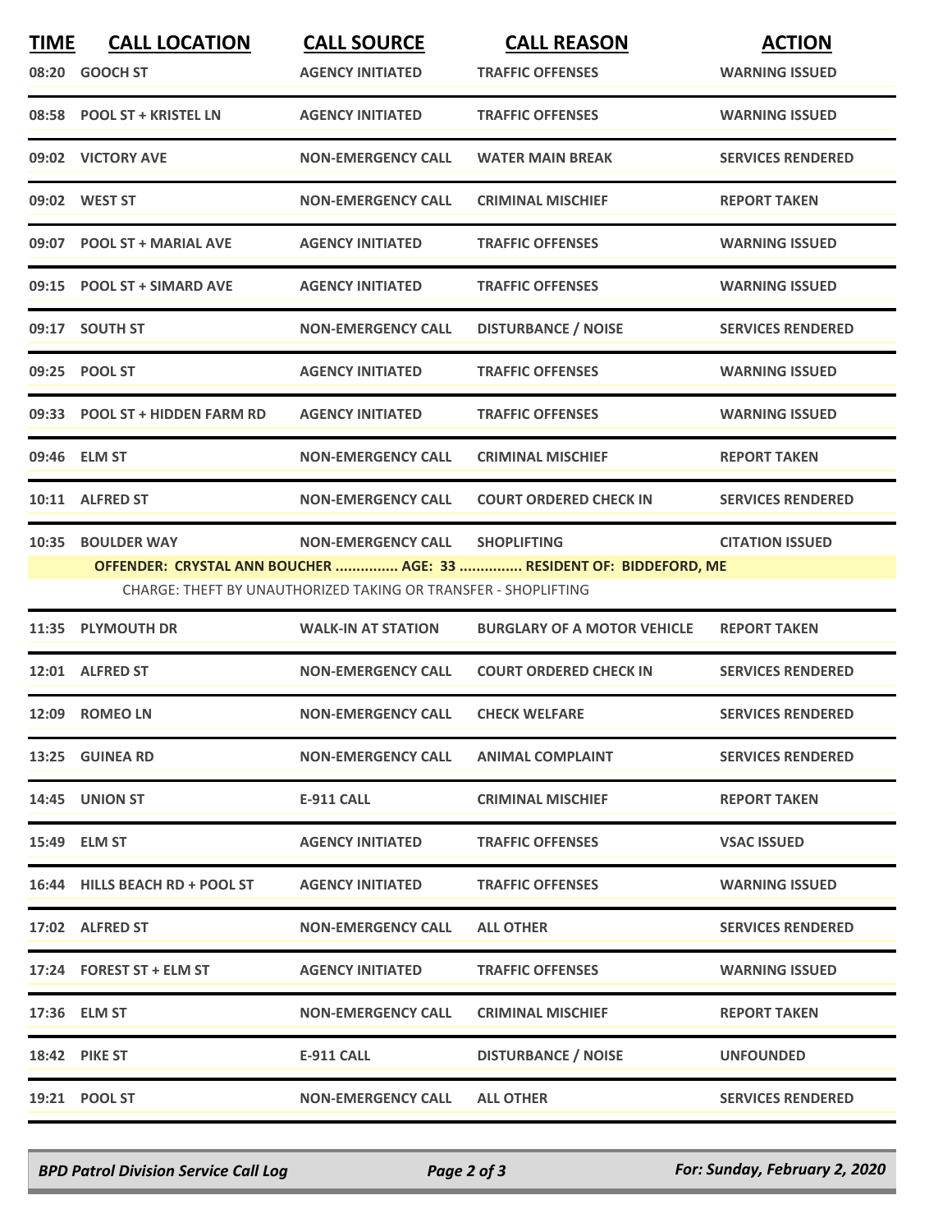| TIME | CALL LOCATION | CALL SOURCE | CALL REASON | ACTION |
|---|---|---|---|---|
| 08:20 | GOOCH ST | AGENCY INITIATED | TRAFFIC OFFENSES | WARNING ISSUED |
| 08:58 | POOL ST + KRISTEL LN | AGENCY INITIATED | TRAFFIC OFFENSES | WARNING ISSUED |
| 09:02 | VICTORY AVE | NON-EMERGENCY CALL | WATER MAIN BREAK | SERVICES RENDERED |
| 09:02 | WEST ST | NON-EMERGENCY CALL | CRIMINAL MISCHIEF | REPORT TAKEN |
| 09:07 | POOL ST + MARIAL AVE | AGENCY INITIATED | TRAFFIC OFFENSES | WARNING ISSUED |
| 09:15 | POOL ST + SIMARD AVE | AGENCY INITIATED | TRAFFIC OFFENSES | WARNING ISSUED |
| 09:17 | SOUTH ST | NON-EMERGENCY CALL | DISTURBANCE / NOISE | SERVICES RENDERED |
| 09:25 | POOL ST | AGENCY INITIATED | TRAFFIC OFFENSES | WARNING ISSUED |
| 09:33 | POOL ST + HIDDEN FARM RD | AGENCY INITIATED | TRAFFIC OFFENSES | WARNING ISSUED |
| 09:46 | ELM ST | NON-EMERGENCY CALL | CRIMINAL MISCHIEF | REPORT TAKEN |
| 10:11 | ALFRED ST | NON-EMERGENCY CALL | COURT ORDERED CHECK IN | SERVICES RENDERED |
| 10:35 | BOULDER WAY | NON-EMERGENCY CALL | SHOPLIFTING | CITATION ISSUED |
| | **OFFENDER: CRYSTAL ANN BOUCHER ............... AGE: 33 ............... RESIDENT OF: BIDDEFORD, ME** | | | |
| | CHARGE: THEFT BY UNAUTHORIZED TAKING OR TRANSFER - SHOPLIFTING | | | |
| 11:35 | PLYMOUTH DR | WALK-IN AT STATION | BURGLARY OF A MOTOR VEHICLE | REPORT TAKEN |
| 12:01 | ALFRED ST | NON-EMERGENCY CALL | COURT ORDERED CHECK IN | SERVICES RENDERED |
| 12:09 | ROMEO LN | NON-EMERGENCY CALL | CHECK WELFARE | SERVICES RENDERED |
| 13:25 | GUINEA RD | NON-EMERGENCY CALL | ANIMAL COMPLAINT | SERVICES RENDERED |
| 14:45 | UNION ST | E-911 CALL | CRIMINAL MISCHIEF | REPORT TAKEN |
| 15:49 | ELM ST | AGENCY INITIATED | TRAFFIC OFFENSES | VSAC ISSUED |
| 16:44 | HILLS BEACH RD + POOL ST | AGENCY INITIATED | TRAFFIC OFFENSES | WARNING ISSUED |
| 17:02 | ALFRED ST | NON-EMERGENCY CALL | ALL OTHER | SERVICES RENDERED |
| 17:24 | FOREST ST + ELM ST | AGENCY INITIATED | TRAFFIC OFFENSES | WARNING ISSUED |
| 17:36 | ELM ST | NON-EMERGENCY CALL | CRIMINAL MISCHIEF | REPORT TAKEN |
| 18:42 | PIKE ST | E-911 CALL | DISTURBANCE / NOISE | UNFOUNDED |
| 19:21 | POOL ST | NON-EMERGENCY CALL | ALL OTHER | SERVICES RENDERED |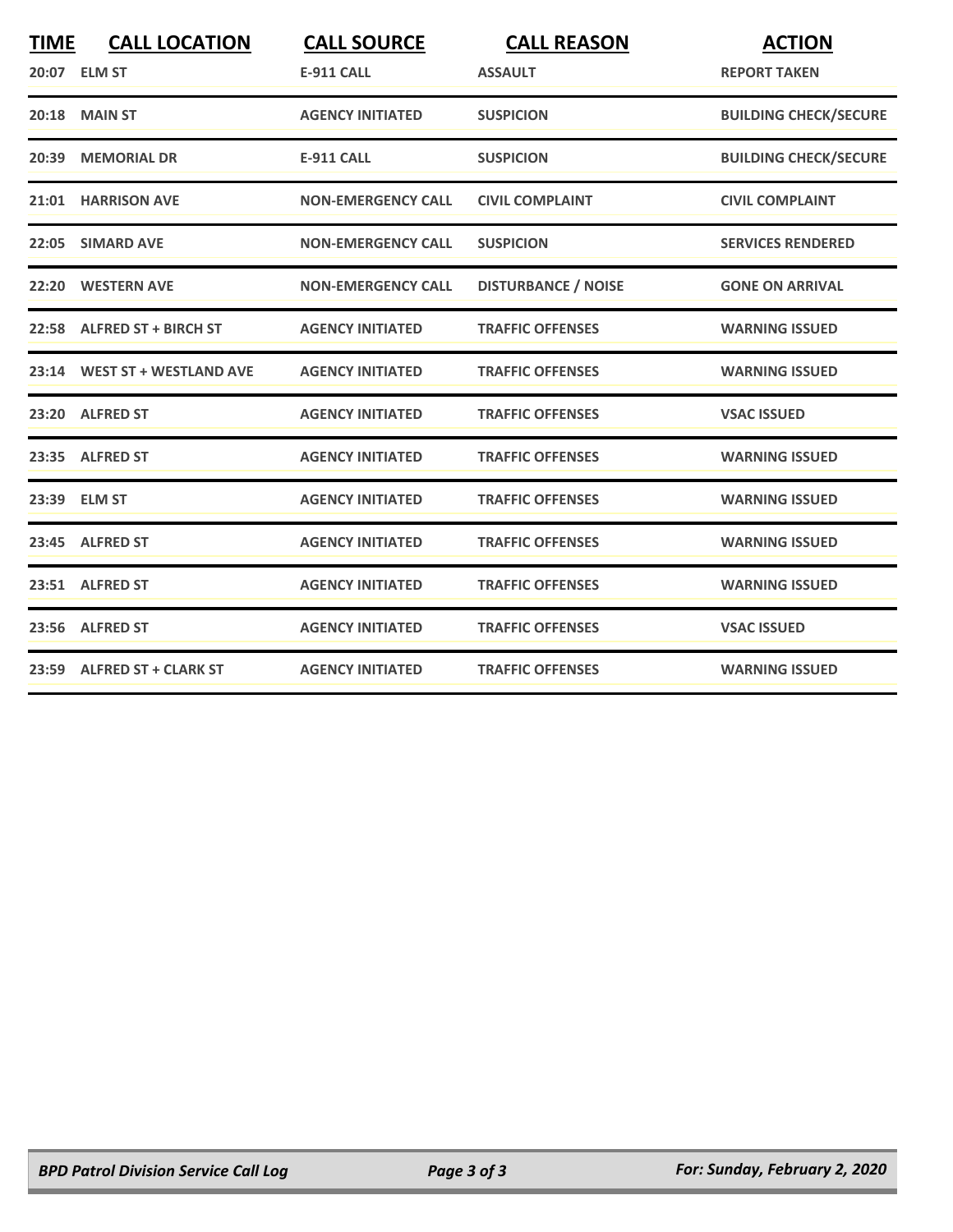| TIME | CALL LOCATION | CALL SOURCE | CALL REASON | ACTION |
|---|---|---|---|---|
| 20:07 | ELM ST | E-911 CALL | ASSAULT | REPORT TAKEN |
| 20:18 | MAIN ST | AGENCY INITIATED | SUSPICION | BUILDING CHECK/SECURE |
| 20:39 | MEMORIAL DR | E-911 CALL | SUSPICION | BUILDING CHECK/SECURE |
| 21:01 | HARRISON AVE | NON-EMERGENCY CALL | CIVIL COMPLAINT | CIVIL COMPLAINT |
| 22:05 | SIMARD AVE | NON-EMERGENCY CALL | SUSPICION | SERVICES RENDERED |
| 22:20 | WESTERN AVE | NON-EMERGENCY CALL | DISTURBANCE / NOISE | GONE ON ARRIVAL |
| 22:58 | ALFRED ST + BIRCH ST | AGENCY INITIATED | TRAFFIC OFFENSES | WARNING ISSUED |
| 23:14 | WEST ST + WESTLAND AVE | AGENCY INITIATED | TRAFFIC OFFENSES | WARNING ISSUED |
| 23:20 | ALFRED ST | AGENCY INITIATED | TRAFFIC OFFENSES | VSAC ISSUED |
| 23:35 | ALFRED ST | AGENCY INITIATED | TRAFFIC OFFENSES | WARNING ISSUED |
| 23:39 | ELM ST | AGENCY INITIATED | TRAFFIC OFFENSES | WARNING ISSUED |
| 23:45 | ALFRED ST | AGENCY INITIATED | TRAFFIC OFFENSES | WARNING ISSUED |
| 23:51 | ALFRED ST | AGENCY INITIATED | TRAFFIC OFFENSES | WARNING ISSUED |
| 23:56 | ALFRED ST | AGENCY INITIATED | TRAFFIC OFFENSES | VSAC ISSUED |
| 23:59 | ALFRED ST + CLARK ST | AGENCY INITIATED | TRAFFIC OFFENSES | WARNING ISSUED |

*BPD Patrol Division Service Call Log* *For: Sunday, February 2, 2020*